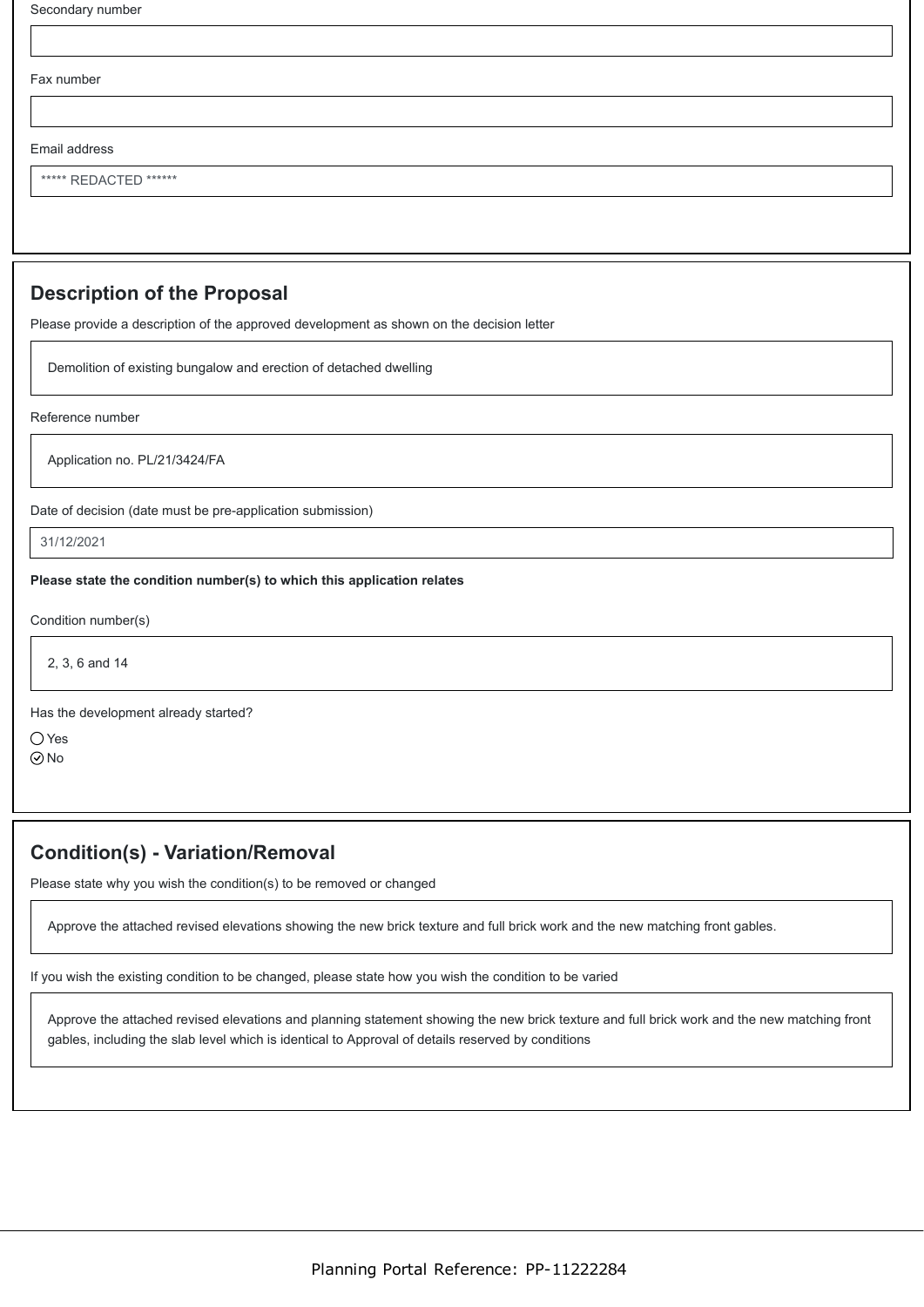Secondary number



Fax number



Email address

***** REDACTED ******

## Description of the Proposal

Please provide a description of the approved development as shown on the decision letter

Demolition of existing bungalow and erection of detached dwelling

Reference number

Application no. PL/21/3424/FA

Date of decision (date must be pre-application submission)

31/12/2021

**Please state the condition number(s) to which this application relates**

Condition number(s)

2, 3, 6 and 14

Has the development already started?

◯ Yes
⊘ No

## Condition(s) - Variation/Removal

Please state why you wish the condition(s) to be removed or changed

Approve the attached revised elevations showing the new brick texture and full brick work and the new matching front gables.

If you wish the existing condition to be changed, please state how you wish the condition to be varied

Approve the attached revised elevations and planning statement showing the new brick texture and full brick work and the new matching front gables, including the slab level which is identical to Approval of details reserved by conditions

Planning Portal Reference: PP-11222284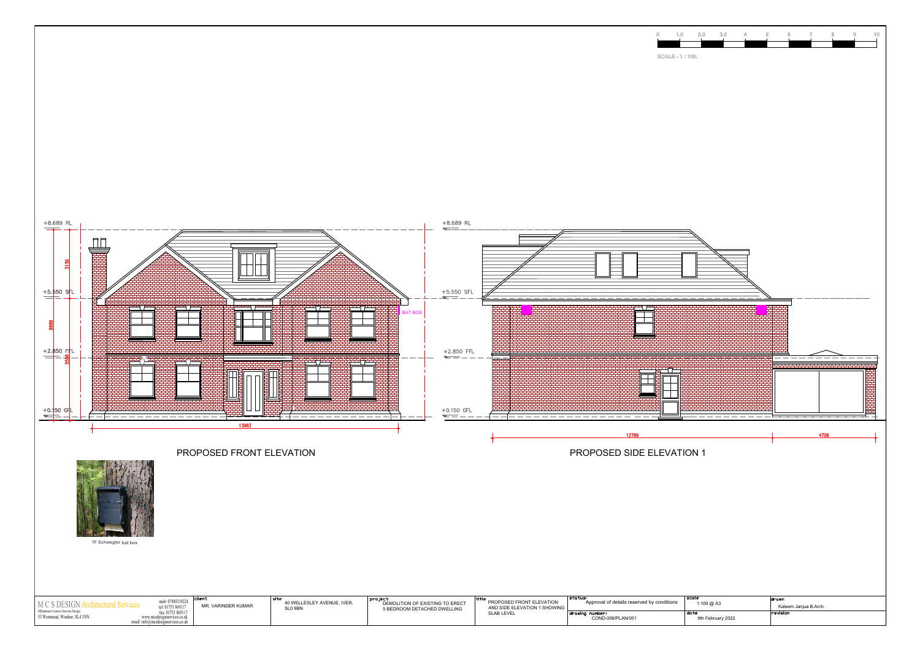0 1.0 2.0 3.0 4 5 6 7 8 9 10

SCALE - 1 : 100.

+8.689 RL

3136

+5.550 SFL

BAT BOX

2699

+2.850 FFL

5550

+0.150 GFL

13983

## PROPOSED FRONT ELEVATION

+8.689 RL

+5.550 SFL

+2.850 FFL

+0.150 GFL

12789

4706

## PROPOSED SIDE ELEVATION 1

1F Schwegler bat box

| M C S DESIGN Architectural Services<br>Millennium Creative Services Design<br>53 Westmead, Windsor, SL4 3NN<br>mob: 07989319224<br>tel: 01753 869117<br>fax: 01753 869117<br>www.mcsdesignservices.co.uk<br>email: info@mcsdesignservices.co.uk | client<br>MR. VARINDER KUMAR | site<br>40 WELLESLEY AVENUE, IVER, SL0 9BN | project<br>DEMOLITION OF EXISTING TO ERECT 5 BEDROOM DETACHED DWELLING | title<br>PROPOSED FRONT ELEVATION AND SIDE ELEVATION 1 SHOWING SLAB LEVEL | status<br>Approval of details reserved by conditions | scale<br>1:100 @ A3 | drawn<br>Kaleem Janjua B.Arch. |
|---|---|---|---|---|---|---|---|
| | | | | | drawing number<br>COND-006/PLAN/001 | date<br>9th February 2022 | revision |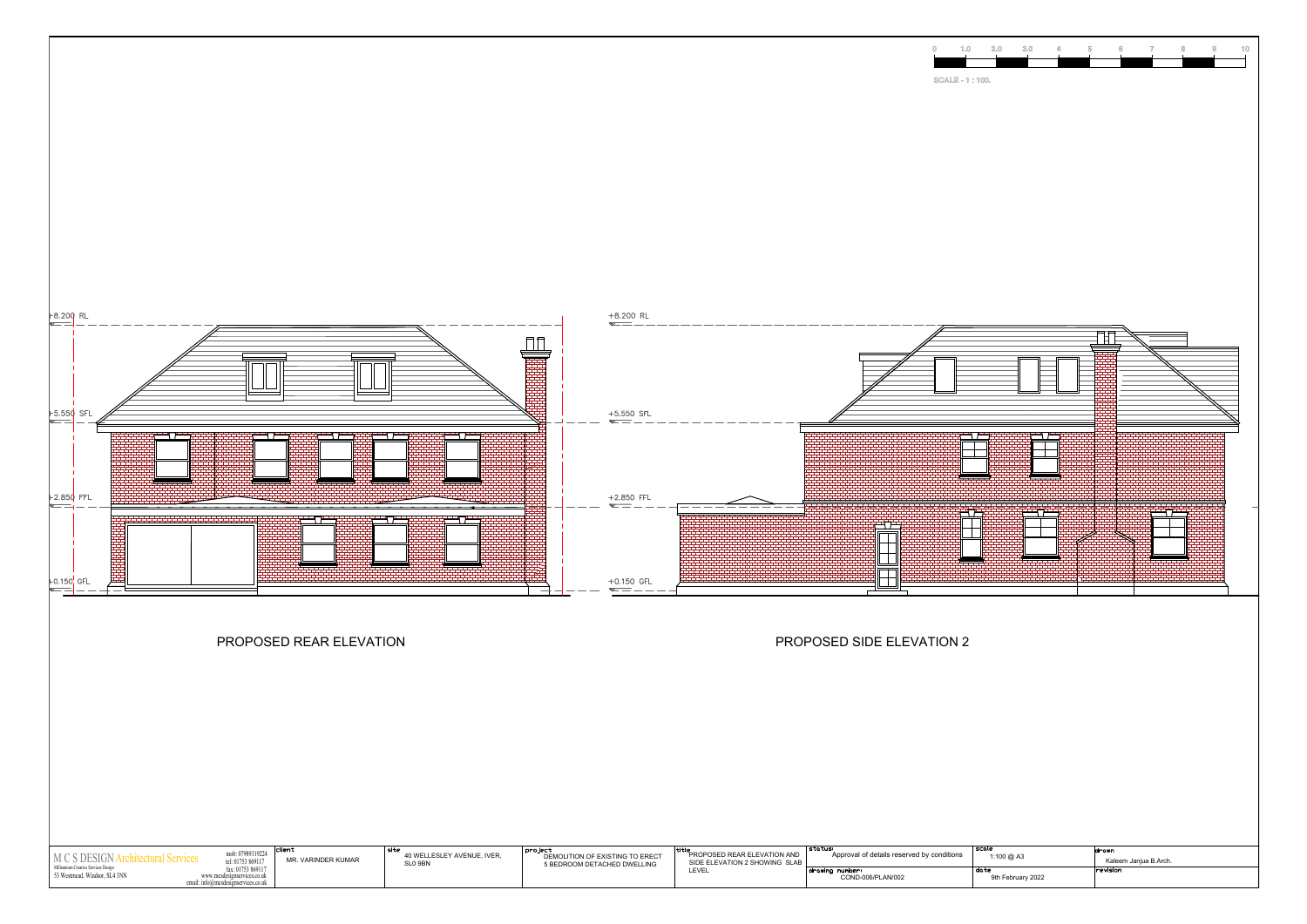0 1.0 2.0 3.0 4 5 6 7 8 9 10

SCALE - 1 : 100.

+8.200 RL

+5.550 SFL

+2.850 FFL

+0.150 GFL

PROPOSED REAR ELEVATION

+8.200 RL

+5.550 SFL

+2.850 FFL

+0.150 GFL

PROPOSED SIDE ELEVATION 2

| | | | | | | | |
|---|---|---|---|---|---|---|---|
| M C S DESIGN Architectural Services<br>Millennium Creative Services Design<br>53 Westmead, Windsor, SL4 3NN<br>mob: 07989319224<br>tel: 01753 869117<br>fax: 01753 869117<br>www.mcsdesignservices.co.uk<br>email: info@mcsdesignservices.co.uk | client<br>MR. VARINDER KUMAR | site<br>40 WELLESLEY AVENUE, IVER, SL0 9BN | project<br>DEMOLITION OF EXISTING TO ERECT 5 BEDROOM DETACHED DWELLING | title<br>PROPOSED REAR ELEVATION AND SIDE ELEVATION 2 SHOWING SLAB LEVEL | status:<br>Approval of details reserved by conditions<br>drawing number:<br>COND-006/PLAN/002 | scale<br>1:100 @ A3<br>date<br>9th February 2022 | drawn<br>Kaleem Janjua B.Arch.<br>revision |